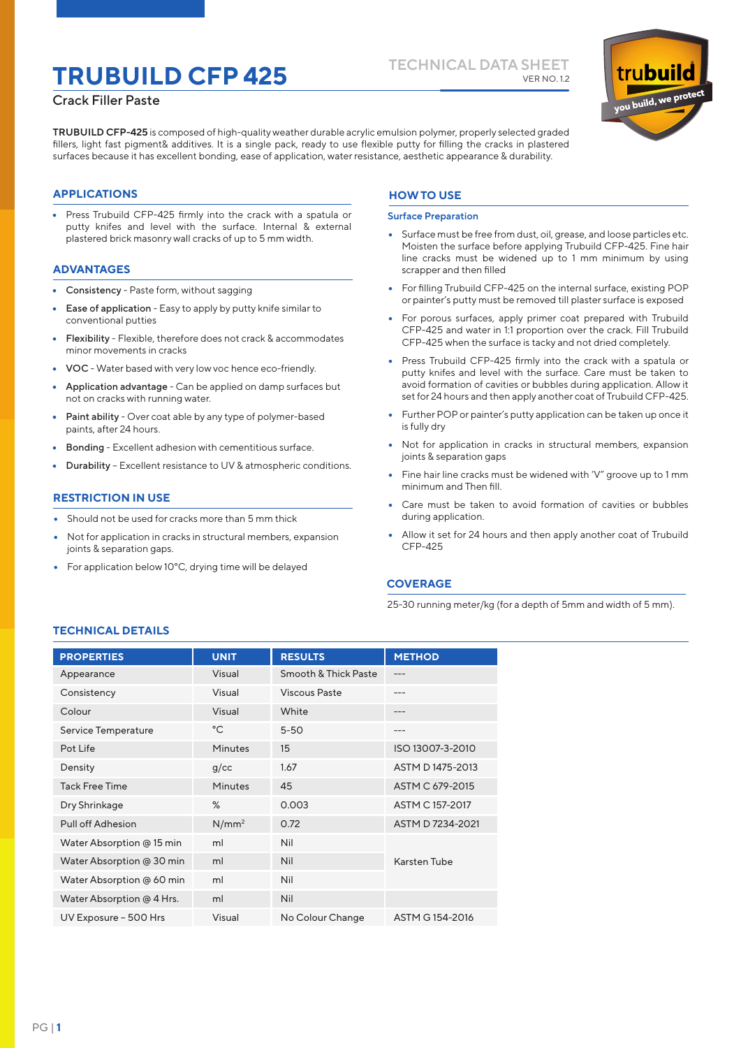# TRUBUILD CFP 425

Crack Filler Paste

TECHNICAL DATA SHEET
VER NO. 1.2

trubuild
you build, we protect

**TRUBUILD CFP-425** is composed of high-quality weather durable acrylic emulsion polymer, properly selected graded fillers, light fast pigment& additives. It is a single pack, ready to use flexible putty for filling the cracks in plastered surfaces because it has excellent bonding, ease of application, water resistance, aesthetic appearance & durability.

## APPLICATIONS

- Press Trubuild CFP-425 firmly into the crack with a spatula or putty knifes and level with the surface. Internal & external plastered brick masonry wall cracks of up to 5 mm width.

## ADVANTAGES

- **Consistency** - Paste form, without sagging
- **Ease of application** - Easy to apply by putty knife similar to conventional putties
- **Flexibility** - Flexible, therefore does not crack & accommodates minor movements in cracks
- **VOC** - Water based with very low voc hence eco-friendly.
- **Application advantage** - Can be applied on damp surfaces but not on cracks with running water.
- **Paint ability** - Over coat able by any type of polymer-based paints, after 24 hours.
- **Bonding** - Excellent adhesion with cementitious surface.
- **Durability** - Excellent resistance to UV & atmospheric conditions.

## RESTRICTION IN USE

- Should not be used for cracks more than 5 mm thick
- Not for application in cracks in structural members, expansion joints & separation gaps.
- For application below 10°C, drying time will be delayed

## HOW TO USE

### Surface Preparation

- Surface must be free from dust, oil, grease, and loose particles etc. Moisten the surface before applying Trubuild CFP-425. Fine hair line cracks must be widened up to 1 mm minimum by using scrapper and then filled
- For filling Trubuild CFP-425 on the internal surface, existing POP or painter's putty must be removed till plaster surface is exposed
- For porous surfaces, apply primer coat prepared with Trubuild CFP-425 and water in 1:1 proportion over the crack. Fill Trubuild CFP-425 when the surface is tacky and not dried completely.
- Press Trubuild CFP-425 firmly into the crack with a spatula or putty knifes and level with the surface. Care must be taken to avoid formation of cavities or bubbles during application. Allow it set for 24 hours and then apply another coat of Trubuild CFP-425.
- Further POP or painter's putty application can be taken up once it is fully dry
- Not for application in cracks in structural members, expansion joints & separation gaps
- Fine hair line cracks must be widened with 'V" groove up to 1 mm minimum and Then fill.
- Care must be taken to avoid formation of cavities or bubbles during application.
- Allow it set for 24 hours and then apply another coat of Trubuild CFP-425

## COVERAGE

25-30 running meter/kg (for a depth of 5mm and width of 5 mm).

## TECHNICAL DETAILS

| PROPERTIES | UNIT | RESULTS | METHOD |
|---|---|---|---|
| Appearance | Visual | Smooth & Thick Paste | --- |
| Consistency | Visual | Viscous Paste | --- |
| Colour | Visual | White | --- |
| Service Temperature | °C | 5-50 | --- |
| Pot Life | Minutes | 15 | ISO 13007-3-2010 |
| Density | g/cc | 1.67 | ASTM D 1475-2013 |
| Tack Free Time | Minutes | 45 | ASTM C 679-2015 |
| Dry Shrinkage | % | 0.003 | ASTM C 157-2017 |
| Pull off Adhesion | $N/mm^2$ | 0.72 | ASTM D 7234-2021 |
| Water Absorption @ 15 min | ml | Nil | Karsten Tube |
| Water Absorption @ 30 min | ml | Nil | |
| Water Absorption @ 60 min | ml | Nil | |
| Water Absorption @ 4 Hrs. | ml | Nil | |
| UV Exposure - 500 Hrs | Visual | No Colour Change | ASTM G 154-2016 |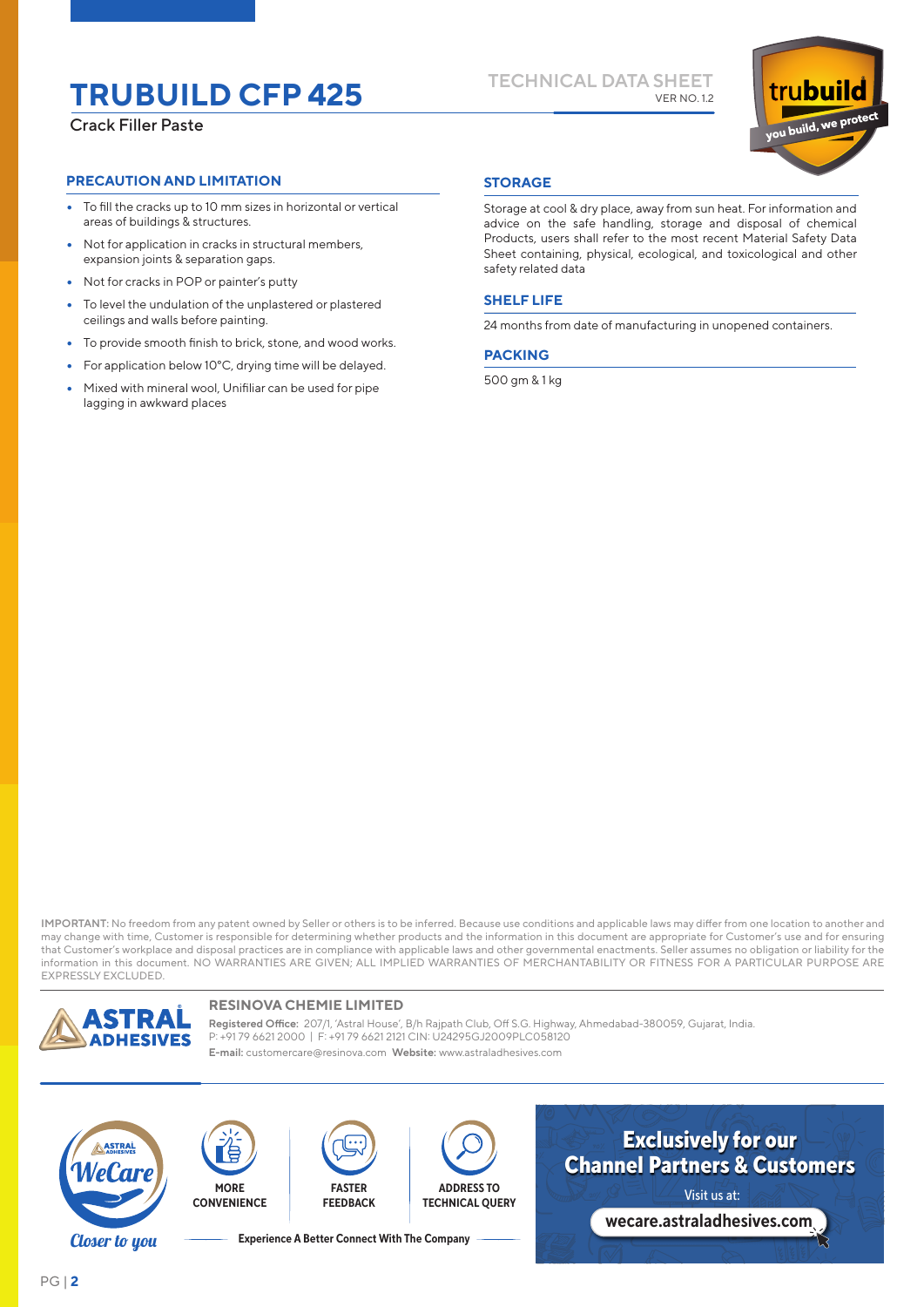# TRUBUILD CFP 425

Crack Filler Paste

TECHNICAL DATA SHEET
VER NO. 1.2

## PRECAUTION AND LIMITATION

- To fill the cracks up to 10 mm sizes in horizontal or vertical areas of buildings & structures.
- Not for application in cracks in structural members, expansion joints & separation gaps.
- Not for cracks in POP or painter's putty
- To level the undulation of the unplastered or plastered ceilings and walls before painting.
- To provide smooth finish to brick, stone, and wood works.
- For application below 10°C, drying time will be delayed.
- Mixed with mineral wool, Unifiliar can be used for pipe lagging in awkward places

## STORAGE

Storage at cool & dry place, away from sun heat. For information and advice on the safe handling, storage and disposal of chemical Products, users shall refer to the most recent Material Safety Data Sheet containing, physical, ecological, and toxicological and other safety related data

## SHELF LIFE

24 months from date of manufacturing in unopened containers.

## PACKING

500 gm & 1 kg

**IMPORTANT:** No freedom from any patent owned by Seller or others is to be inferred. Because use conditions and applicable laws may differ from one location to another and may change with time, Customer is responsible for determining whether products and the information in this document are appropriate for Customer's use and for ensuring that Customer's workplace and disposal practices are in compliance with applicable laws and other governmental enactments. Seller assumes no obligation or liability for the information in this document. NO WARRANTIES ARE GIVEN; ALL IMPLIED WARRANTIES OF MERCHANTABILITY OR FITNESS FOR A PARTICULAR PURPOSE ARE EXPRESSLY EXCLUDED.

**RESINOVA CHEMIE LIMITED**

**Registered Office:** 207/1, 'Astral House', B/h Rajpath Club, Off S.G. Highway, Ahmedabad-380059, Gujarat, India.
P: +91 79 6621 2000 | F: +91 79 6621 2121 CIN: U24295GJ2009PLC058120
**E-mail:** customercare@resinova.com **Website:** www.astraladhesives.com

WeCare — Closer to you

MORE CONVENIENCE | FASTER FEEDBACK | ADDRESS TO TECHNICAL QUERY

Experience A Better Connect With The Company

**Exclusively for our Channel Partners & Customers**

Visit us at: wecare.astraladhesives.com